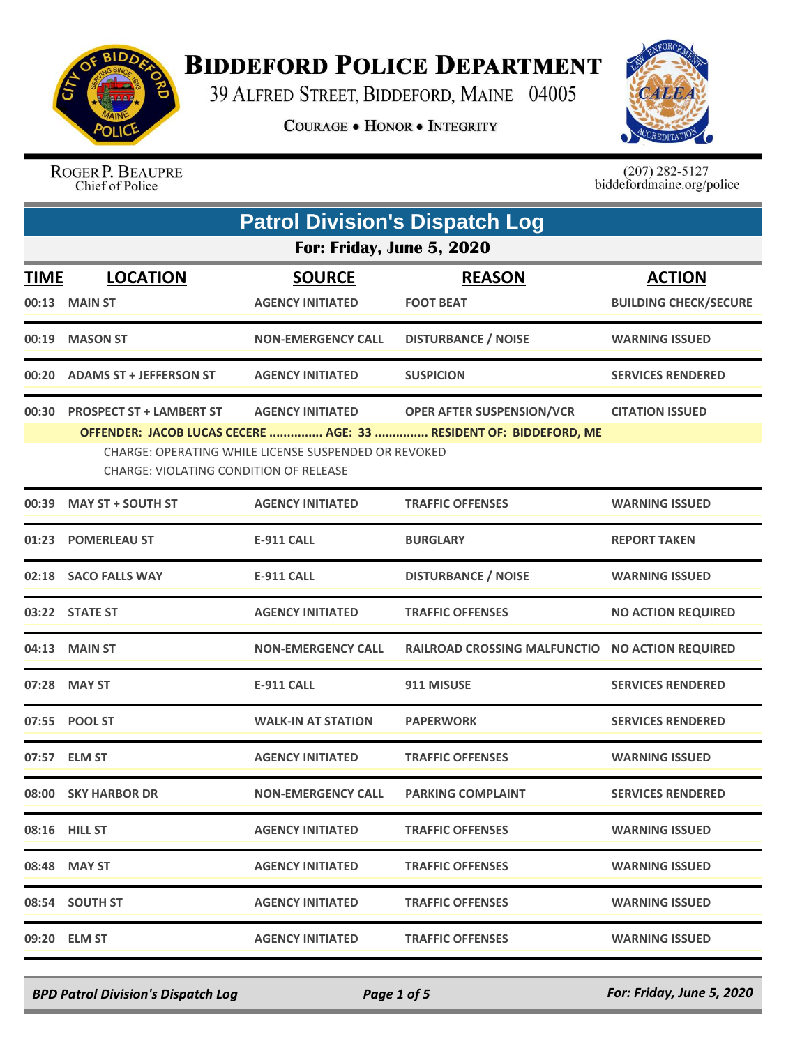# BIDDEFORD POLICE DEPARTMENT

39 ALFRED STREET, BIDDEFORD, MAINE 04005

COURAGE • HONOR • INTEGRITY

ROGER P. BEAUPRE
Chief of Police

(207) 282-5127
biddefordmaine.org/police

## Patrol Division's Dispatch Log

### For: Friday, June 5, 2020

| TIME | LOCATION | SOURCE | REASON | ACTION |
|---|---|---|---|---|
| 00:13 | MAIN ST | AGENCY INITIATED | FOOT BEAT | BUILDING CHECK/SECURE |
| 00:19 | MASON ST | NON-EMERGENCY CALL | DISTURBANCE / NOISE | WARNING ISSUED |
| 00:20 | ADAMS ST + JEFFERSON ST | AGENCY INITIATED | SUSPICION | SERVICES RENDERED |
| 00:30 | PROSPECT ST + LAMBERT ST | AGENCY INITIATED | OPER AFTER SUSPENSION/VCR | CITATION ISSUED |
| | OFFENDER: JACOB LUCAS CECERE ............... AGE: 33 ............... RESIDENT OF: BIDDEFORD, ME<br>CHARGE: OPERATING WHILE LICENSE SUSPENDED OR REVOKED<br>CHARGE: VIOLATING CONDITION OF RELEASE | | | |
| 00:39 | MAY ST + SOUTH ST | AGENCY INITIATED | TRAFFIC OFFENSES | WARNING ISSUED |
| 01:23 | POMERLEAU ST | E-911 CALL | BURGLARY | REPORT TAKEN |
| 02:18 | SACO FALLS WAY | E-911 CALL | DISTURBANCE / NOISE | WARNING ISSUED |
| 03:22 | STATE ST | AGENCY INITIATED | TRAFFIC OFFENSES | NO ACTION REQUIRED |
| 04:13 | MAIN ST | NON-EMERGENCY CALL | RAILROAD CROSSING MALFUNCTIO | NO ACTION REQUIRED |
| 07:28 | MAY ST | E-911 CALL | 911 MISUSE | SERVICES RENDERED |
| 07:55 | POOL ST | WALK-IN AT STATION | PAPERWORK | SERVICES RENDERED |
| 07:57 | ELM ST | AGENCY INITIATED | TRAFFIC OFFENSES | WARNING ISSUED |
| 08:00 | SKY HARBOR DR | NON-EMERGENCY CALL | PARKING COMPLAINT | SERVICES RENDERED |
| 08:16 | HILL ST | AGENCY INITIATED | TRAFFIC OFFENSES | WARNING ISSUED |
| 08:48 | MAY ST | AGENCY INITIATED | TRAFFIC OFFENSES | WARNING ISSUED |
| 08:54 | SOUTH ST | AGENCY INITIATED | TRAFFIC OFFENSES | WARNING ISSUED |
| 09:20 | ELM ST | AGENCY INITIATED | TRAFFIC OFFENSES | WARNING ISSUED |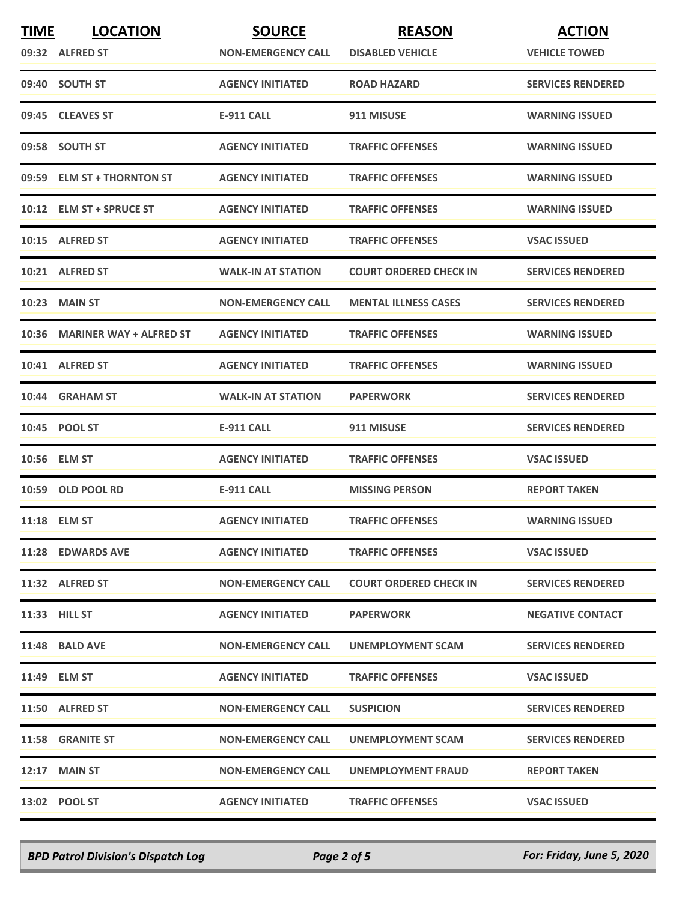| TIME | LOCATION | SOURCE | REASON | ACTION |
|---|---|---|---|---|
| 09:32 | ALFRED ST | NON-EMERGENCY CALL | DISABLED VEHICLE | VEHICLE TOWED |
| 09:40 | SOUTH ST | AGENCY INITIATED | ROAD HAZARD | SERVICES RENDERED |
| 09:45 | CLEAVES ST | E-911 CALL | 911 MISUSE | WARNING ISSUED |
| 09:58 | SOUTH ST | AGENCY INITIATED | TRAFFIC OFFENSES | WARNING ISSUED |
| 09:59 | ELM ST + THORNTON ST | AGENCY INITIATED | TRAFFIC OFFENSES | WARNING ISSUED |
| 10:12 | ELM ST + SPRUCE ST | AGENCY INITIATED | TRAFFIC OFFENSES | WARNING ISSUED |
| 10:15 | ALFRED ST | AGENCY INITIATED | TRAFFIC OFFENSES | VSAC ISSUED |
| 10:21 | ALFRED ST | WALK-IN AT STATION | COURT ORDERED CHECK IN | SERVICES RENDERED |
| 10:23 | MAIN ST | NON-EMERGENCY CALL | MENTAL ILLNESS CASES | SERVICES RENDERED |
| 10:36 | MARINER WAY + ALFRED ST | AGENCY INITIATED | TRAFFIC OFFENSES | WARNING ISSUED |
| 10:41 | ALFRED ST | AGENCY INITIATED | TRAFFIC OFFENSES | WARNING ISSUED |
| 10:44 | GRAHAM ST | WALK-IN AT STATION | PAPERWORK | SERVICES RENDERED |
| 10:45 | POOL ST | E-911 CALL | 911 MISUSE | SERVICES RENDERED |
| 10:56 | ELM ST | AGENCY INITIATED | TRAFFIC OFFENSES | VSAC ISSUED |
| 10:59 | OLD POOL RD | E-911 CALL | MISSING PERSON | REPORT TAKEN |
| 11:18 | ELM ST | AGENCY INITIATED | TRAFFIC OFFENSES | WARNING ISSUED |
| 11:28 | EDWARDS AVE | AGENCY INITIATED | TRAFFIC OFFENSES | VSAC ISSUED |
| 11:32 | ALFRED ST | NON-EMERGENCY CALL | COURT ORDERED CHECK IN | SERVICES RENDERED |
| 11:33 | HILL ST | AGENCY INITIATED | PAPERWORK | NEGATIVE CONTACT |
| 11:48 | BALD AVE | NON-EMERGENCY CALL | UNEMPLOYMENT SCAM | SERVICES RENDERED |
| 11:49 | ELM ST | AGENCY INITIATED | TRAFFIC OFFENSES | VSAC ISSUED |
| 11:50 | ALFRED ST | NON-EMERGENCY CALL | SUSPICION | SERVICES RENDERED |
| 11:58 | GRANITE ST | NON-EMERGENCY CALL | UNEMPLOYMENT SCAM | SERVICES RENDERED |
| 12:17 | MAIN ST | NON-EMERGENCY CALL | UNEMPLOYMENT FRAUD | REPORT TAKEN |
| 13:02 | POOL ST | AGENCY INITIATED | TRAFFIC OFFENSES | VSAC ISSUED |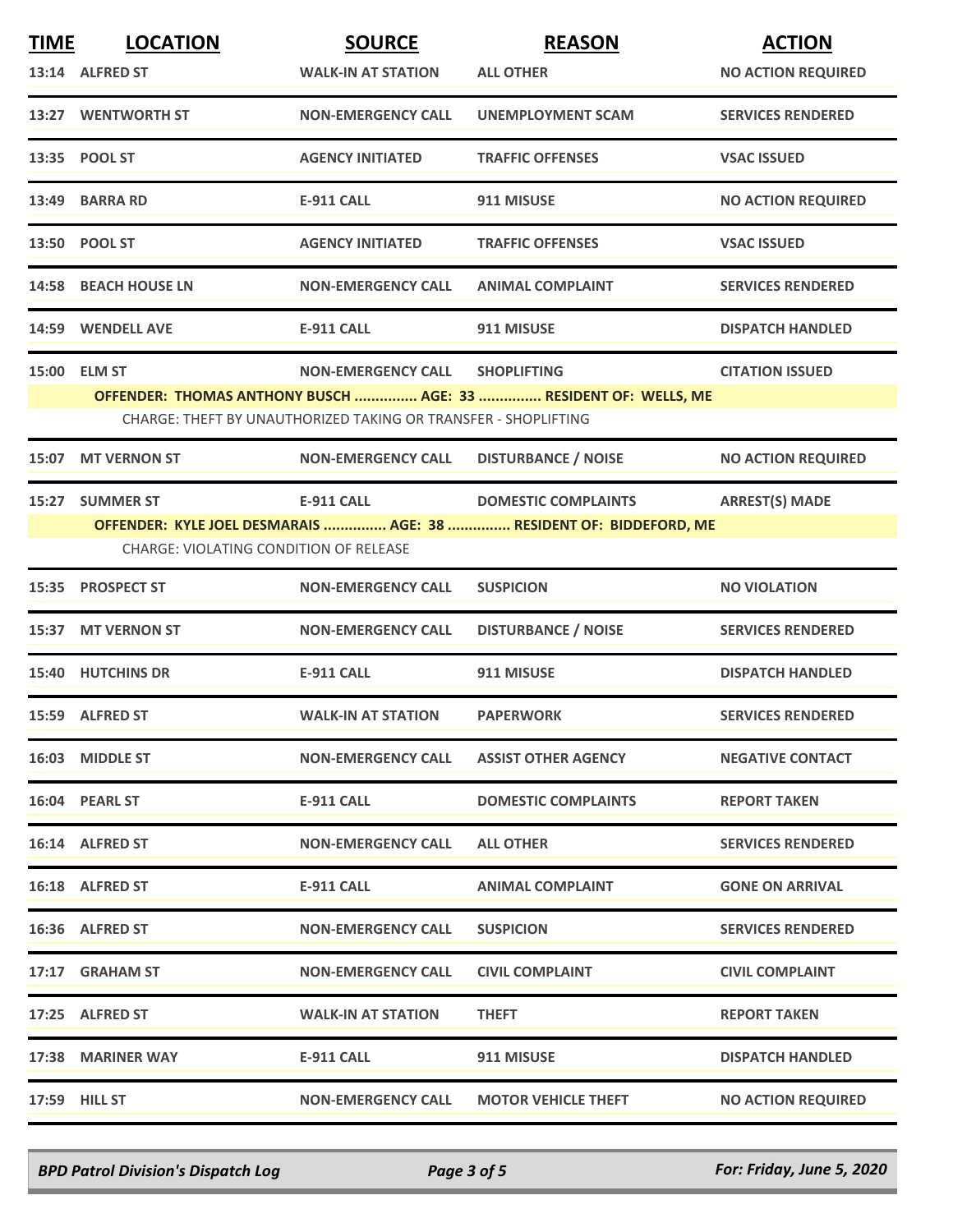| TIME | LOCATION | SOURCE | REASON | ACTION |
|---|---|---|---|---|
| 13:14 | ALFRED ST | WALK-IN AT STATION | ALL OTHER | NO ACTION REQUIRED |
| 13:27 | WENTWORTH ST | NON-EMERGENCY CALL | UNEMPLOYMENT SCAM | SERVICES RENDERED |
| 13:35 | POOL ST | AGENCY INITIATED | TRAFFIC OFFENSES | VSAC ISSUED |
| 13:49 | BARRA RD | E-911 CALL | 911 MISUSE | NO ACTION REQUIRED |
| 13:50 | POOL ST | AGENCY INITIATED | TRAFFIC OFFENSES | VSAC ISSUED |
| 14:58 | BEACH HOUSE LN | NON-EMERGENCY CALL | ANIMAL COMPLAINT | SERVICES RENDERED |
| 14:59 | WENDELL AVE | E-911 CALL | 911 MISUSE | DISPATCH HANDLED |
| 15:00 | ELM ST | NON-EMERGENCY CALL | SHOPLIFTING | CITATION ISSUED |
| | **OFFENDER: THOMAS ANTHONY BUSCH ............... AGE: 33 ............... RESIDENT OF: WELLS, ME** | | | |
| | CHARGE: THEFT BY UNAUTHORIZED TAKING OR TRANSFER - SHOPLIFTING | | | |
| 15:07 | MT VERNON ST | NON-EMERGENCY CALL | DISTURBANCE / NOISE | NO ACTION REQUIRED |
| 15:27 | SUMMER ST | E-911 CALL | DOMESTIC COMPLAINTS | ARREST(S) MADE |
| | **OFFENDER: KYLE JOEL DESMARAIS ............... AGE: 38 ............... RESIDENT OF: BIDDEFORD, ME** | | | |
| | CHARGE: VIOLATING CONDITION OF RELEASE | | | |
| 15:35 | PROSPECT ST | NON-EMERGENCY CALL | SUSPICION | NO VIOLATION |
| 15:37 | MT VERNON ST | NON-EMERGENCY CALL | DISTURBANCE / NOISE | SERVICES RENDERED |
| 15:40 | HUTCHINS DR | E-911 CALL | 911 MISUSE | DISPATCH HANDLED |
| 15:59 | ALFRED ST | WALK-IN AT STATION | PAPERWORK | SERVICES RENDERED |
| 16:03 | MIDDLE ST | NON-EMERGENCY CALL | ASSIST OTHER AGENCY | NEGATIVE CONTACT |
| 16:04 | PEARL ST | E-911 CALL | DOMESTIC COMPLAINTS | REPORT TAKEN |
| 16:14 | ALFRED ST | NON-EMERGENCY CALL | ALL OTHER | SERVICES RENDERED |
| 16:18 | ALFRED ST | E-911 CALL | ANIMAL COMPLAINT | GONE ON ARRIVAL |
| 16:36 | ALFRED ST | NON-EMERGENCY CALL | SUSPICION | SERVICES RENDERED |
| 17:17 | GRAHAM ST | NON-EMERGENCY CALL | CIVIL COMPLAINT | CIVIL COMPLAINT |
| 17:25 | ALFRED ST | WALK-IN AT STATION | THEFT | REPORT TAKEN |
| 17:38 | MARINER WAY | E-911 CALL | 911 MISUSE | DISPATCH HANDLED |
| 17:59 | HILL ST | NON-EMERGENCY CALL | MOTOR VEHICLE THEFT | NO ACTION REQUIRED |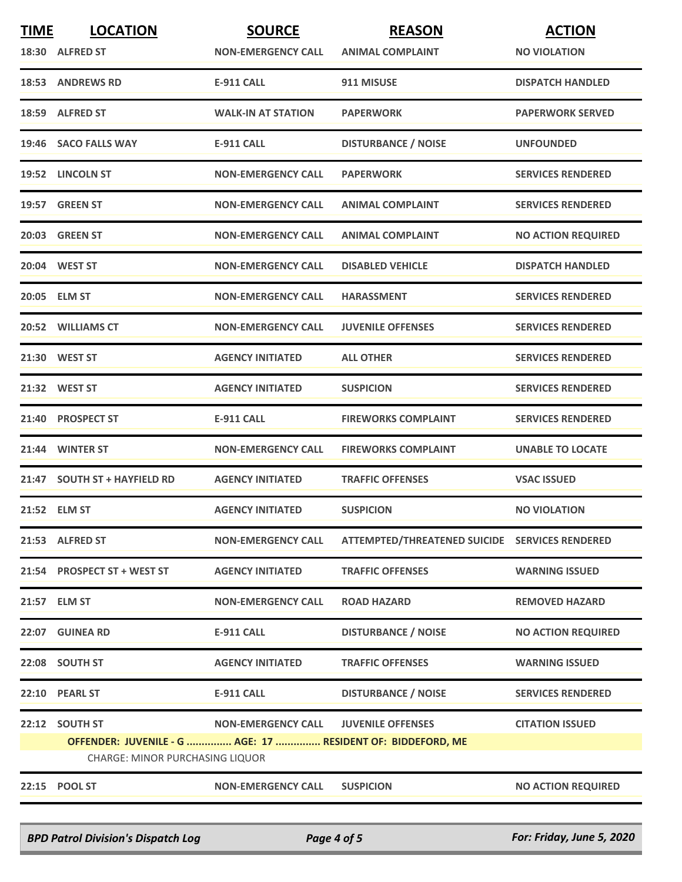| TIME | LOCATION | SOURCE | REASON | ACTION |
|---|---|---|---|---|
| 18:30 | ALFRED ST | NON-EMERGENCY CALL | ANIMAL COMPLAINT | NO VIOLATION |
| 18:53 | ANDREWS RD | E-911 CALL | 911 MISUSE | DISPATCH HANDLED |
| 18:59 | ALFRED ST | WALK-IN AT STATION | PAPERWORK | PAPERWORK SERVED |
| 19:46 | SACO FALLS WAY | E-911 CALL | DISTURBANCE / NOISE | UNFOUNDED |
| 19:52 | LINCOLN ST | NON-EMERGENCY CALL | PAPERWORK | SERVICES RENDERED |
| 19:57 | GREEN ST | NON-EMERGENCY CALL | ANIMAL COMPLAINT | SERVICES RENDERED |
| 20:03 | GREEN ST | NON-EMERGENCY CALL | ANIMAL COMPLAINT | NO ACTION REQUIRED |
| 20:04 | WEST ST | NON-EMERGENCY CALL | DISABLED VEHICLE | DISPATCH HANDLED |
| 20:05 | ELM ST | NON-EMERGENCY CALL | HARASSMENT | SERVICES RENDERED |
| 20:52 | WILLIAMS CT | NON-EMERGENCY CALL | JUVENILE OFFENSES | SERVICES RENDERED |
| 21:30 | WEST ST | AGENCY INITIATED | ALL OTHER | SERVICES RENDERED |
| 21:32 | WEST ST | AGENCY INITIATED | SUSPICION | SERVICES RENDERED |
| 21:40 | PROSPECT ST | E-911 CALL | FIREWORKS COMPLAINT | SERVICES RENDERED |
| 21:44 | WINTER ST | NON-EMERGENCY CALL | FIREWORKS COMPLAINT | UNABLE TO LOCATE |
| 21:47 | SOUTH ST + HAYFIELD RD | AGENCY INITIATED | TRAFFIC OFFENSES | VSAC ISSUED |
| 21:52 | ELM ST | AGENCY INITIATED | SUSPICION | NO VIOLATION |
| 21:53 | ALFRED ST | NON-EMERGENCY CALL | ATTEMPTED/THREATENED SUICIDE | SERVICES RENDERED |
| 21:54 | PROSPECT ST + WEST ST | AGENCY INITIATED | TRAFFIC OFFENSES | WARNING ISSUED |
| 21:57 | ELM ST | NON-EMERGENCY CALL | ROAD HAZARD | REMOVED HAZARD |
| 22:07 | GUINEA RD | E-911 CALL | DISTURBANCE / NOISE | NO ACTION REQUIRED |
| 22:08 | SOUTH ST | AGENCY INITIATED | TRAFFIC OFFENSES | WARNING ISSUED |
| 22:10 | PEARL ST | E-911 CALL | DISTURBANCE / NOISE | SERVICES RENDERED |
| 22:12 | SOUTH ST | NON-EMERGENCY CALL | JUVENILE OFFENSES | CITATION ISSUED |
| | OFFENDER: JUVENILE - G ............... AGE: 17 ............... RESIDENT OF: BIDDEFORD, ME | | | |
| | CHARGE: MINOR PURCHASING LIQUOR | | | |
| 22:15 | POOL ST | NON-EMERGENCY CALL | SUSPICION | NO ACTION REQUIRED |

*BPD Patrol Division's Dispatch Log* — *For: Friday, June 5, 2020*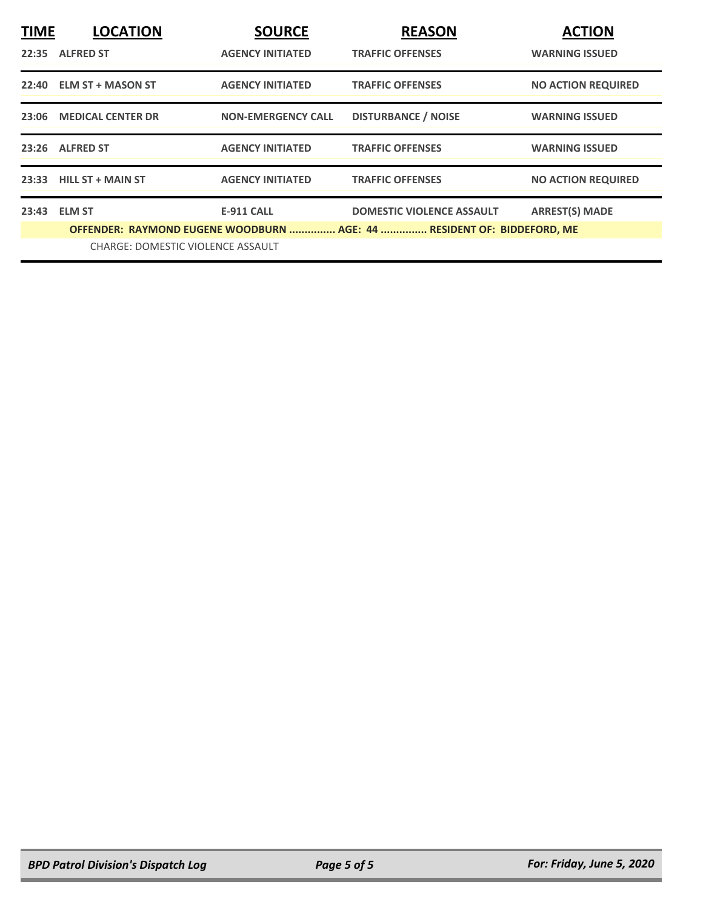| TIME | LOCATION | SOURCE | REASON | ACTION |
|---|---|---|---|---|
| 22:35 | ALFRED ST | AGENCY INITIATED | TRAFFIC OFFENSES | WARNING ISSUED |
| 22:40 | ELM ST + MASON ST | AGENCY INITIATED | TRAFFIC OFFENSES | NO ACTION REQUIRED |
| 23:06 | MEDICAL CENTER DR | NON-EMERGENCY CALL | DISTURBANCE / NOISE | WARNING ISSUED |
| 23:26 | ALFRED ST | AGENCY INITIATED | TRAFFIC OFFENSES | WARNING ISSUED |
| 23:33 | HILL ST + MAIN ST | AGENCY INITIATED | TRAFFIC OFFENSES | NO ACTION REQUIRED |
| 23:43 | ELM ST | E-911 CALL | DOMESTIC VIOLENCE ASSAULT | ARREST(S) MADE |

**OFFENDER: RAYMOND EUGENE WOODBURN ............... AGE: 44 ............... RESIDENT OF: BIDDEFORD, ME**

CHARGE: DOMESTIC VIOLENCE ASSAULT